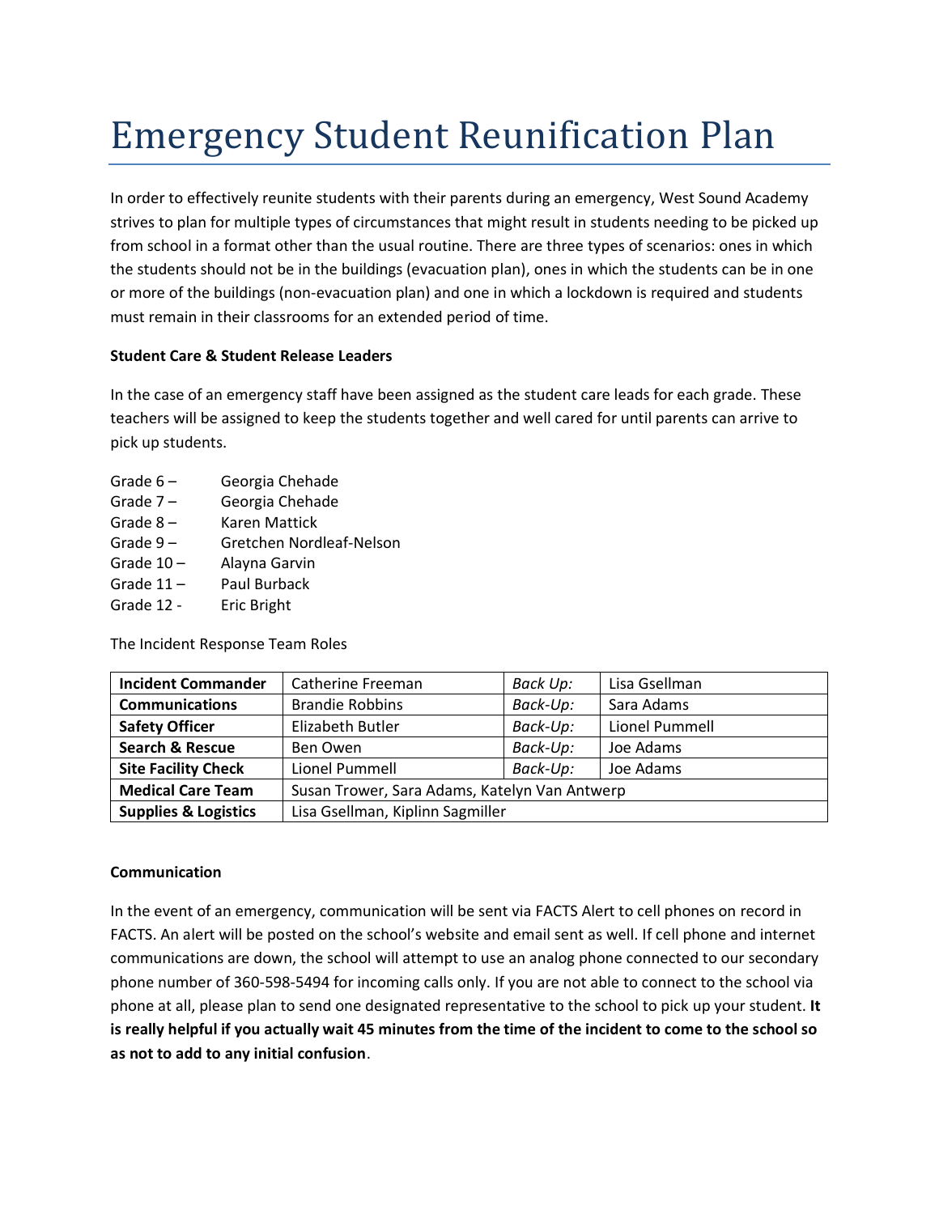# Emergency Student Reunification Plan

In order to effectively reunite students with their parents during an emergency, West Sound Academy strives to plan for multiple types of circumstances that might result in students needing to be picked up from school in a format other than the usual routine. There are three types of scenarios: ones in which the students should not be in the buildings (evacuation plan), ones in which the students can be in one or more of the buildings (non-evacuation plan) and one in which a lockdown is required and students must remain in their classrooms for an extended period of time.

**Student Care & Student Release Leaders**

In the case of an emergency staff have been assigned as the student care leads for each grade. These teachers will be assigned to keep the students together and well cared for until parents can arrive to pick up students.

Grade 6 – Georgia Chehade
Grade 7 – Georgia Chehade
Grade 8 – Karen Mattick
Grade 9 – Gretchen Nordleaf-Nelson
Grade 10 – Alayna Garvin
Grade 11 – Paul Burback
Grade 12 - Eric Bright

The Incident Response Team Roles

| **Incident Commander** | Catherine Freeman | *Back Up:* | Lisa Gsellman |
|---|---|---|---|
| **Communications** | Brandie Robbins | *Back-Up:* | Sara Adams |
| **Safety Officer** | Elizabeth Butler | *Back-Up:* | Lionel Pummell |
| **Search & Rescue** | Ben Owen | *Back-Up:* | Joe Adams |
| **Site Facility Check** | Lionel Pummell | *Back-Up:* | Joe Adams |
| **Medical Care Team** | Susan Trower, Sara Adams, Katelyn Van Antwerp | | |
| **Supplies & Logistics** | Lisa Gsellman, Kiplinn Sagmiller | | |

**Communication**

In the event of an emergency, communication will be sent via FACTS Alert to cell phones on record in FACTS. An alert will be posted on the school's website and email sent as well. If cell phone and internet communications are down, the school will attempt to use an analog phone connected to our secondary phone number of 360-598-5494 for incoming calls only. If you are not able to connect to the school via phone at all, please plan to send one designated representative to the school to pick up your student. **It is really helpful if you actually wait 45 minutes from the time of the incident to come to the school so as not to add to any initial confusion**.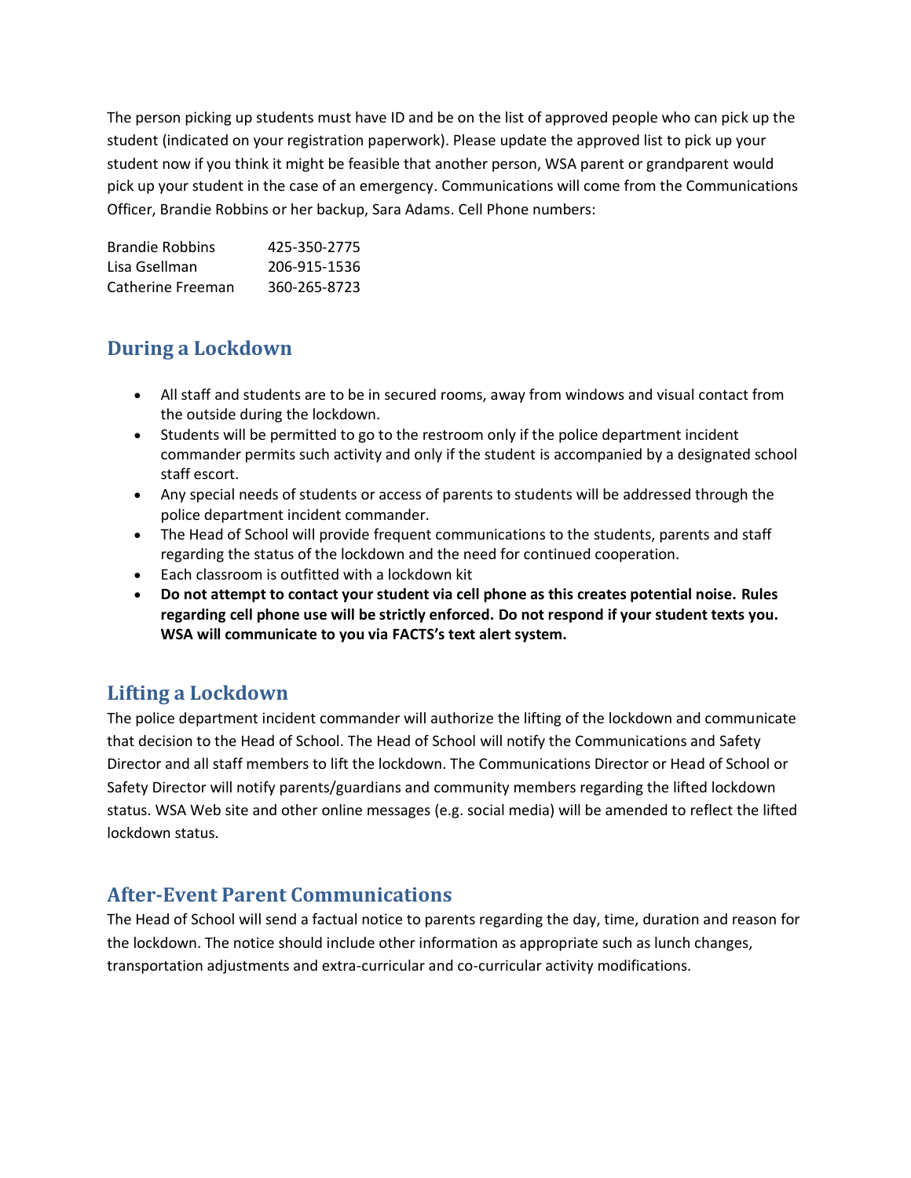The person picking up students must have ID and be on the list of approved people who can pick up the student (indicated on your registration paperwork). Please update the approved list to pick up your student now if you think it might be feasible that another person, WSA parent or grandparent would pick up your student in the case of an emergency. Communications will come from the Communications Officer, Brandie Robbins or her backup, Sara Adams. Cell Phone numbers:

| | |
|---|---|
| Brandie Robbins | 425-350-2775 |
| Lisa Gsellman | 206-915-1536 |
| Catherine Freeman | 360-265-8723 |

## During a Lockdown

- All staff and students are to be in secured rooms, away from windows and visual contact from the outside during the lockdown.
- Students will be permitted to go to the restroom only if the police department incident commander permits such activity and only if the student is accompanied by a designated school staff escort.
- Any special needs of students or access of parents to students will be addressed through the police department incident commander.
- The Head of School will provide frequent communications to the students, parents and staff regarding the status of the lockdown and the need for continued cooperation.
- Each classroom is outfitted with a lockdown kit
- **Do not attempt to contact your student via cell phone as this creates potential noise. Rules regarding cell phone use will be strictly enforced. Do not respond if your student texts you. WSA will communicate to you via FACTS's text alert system.**

## Lifting a Lockdown

The police department incident commander will authorize the lifting of the lockdown and communicate that decision to the Head of School. The Head of School will notify the Communications and Safety Director and all staff members to lift the lockdown. The Communications Director or Head of School or Safety Director will notify parents/guardians and community members regarding the lifted lockdown status. WSA Web site and other online messages (e.g. social media) will be amended to reflect the lifted lockdown status.

## After-Event Parent Communications

The Head of School will send a factual notice to parents regarding the day, time, duration and reason for the lockdown. The notice should include other information as appropriate such as lunch changes, transportation adjustments and extra-curricular and co-curricular activity modifications.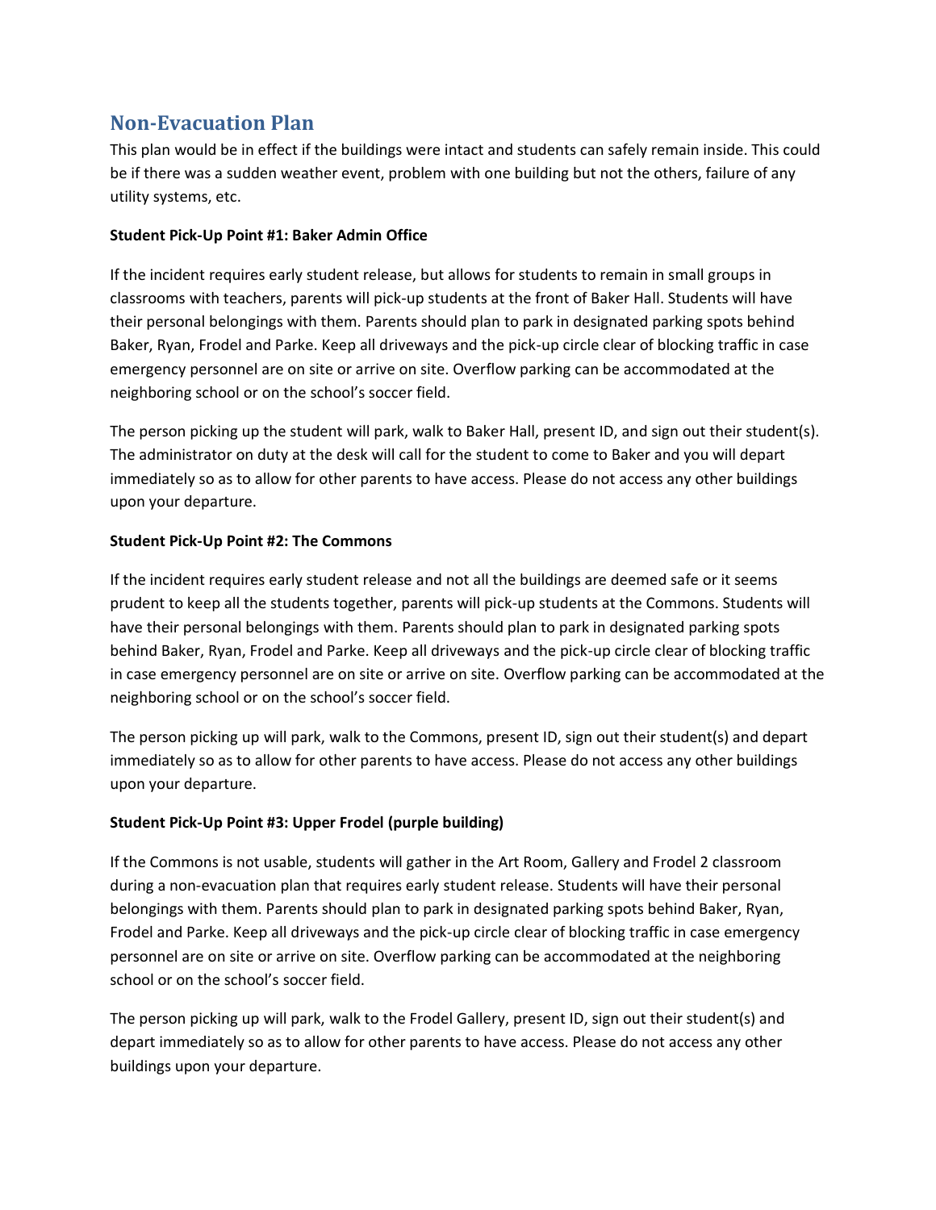## Non-Evacuation Plan

This plan would be in effect if the buildings were intact and students can safely remain inside. This could be if there was a sudden weather event, problem with one building but not the others, failure of any utility systems, etc.

**Student Pick-Up Point #1: Baker Admin Office**

If the incident requires early student release, but allows for students to remain in small groups in classrooms with teachers, parents will pick-up students at the front of Baker Hall. Students will have their personal belongings with them. Parents should plan to park in designated parking spots behind Baker, Ryan, Frodel and Parke. Keep all driveways and the pick-up circle clear of blocking traffic in case emergency personnel are on site or arrive on site. Overflow parking can be accommodated at the neighboring school or on the school's soccer field.

The person picking up the student will park, walk to Baker Hall, present ID, and sign out their student(s). The administrator on duty at the desk will call for the student to come to Baker and you will depart immediately so as to allow for other parents to have access. Please do not access any other buildings upon your departure.

**Student Pick-Up Point #2: The Commons**

If the incident requires early student release and not all the buildings are deemed safe or it seems prudent to keep all the students together, parents will pick-up students at the Commons. Students will have their personal belongings with them. Parents should plan to park in designated parking spots behind Baker, Ryan, Frodel and Parke. Keep all driveways and the pick-up circle clear of blocking traffic in case emergency personnel are on site or arrive on site. Overflow parking can be accommodated at the neighboring school or on the school's soccer field.

The person picking up will park, walk to the Commons, present ID, sign out their student(s) and depart immediately so as to allow for other parents to have access. Please do not access any other buildings upon your departure.

**Student Pick-Up Point #3: Upper Frodel (purple building)**

If the Commons is not usable, students will gather in the Art Room, Gallery and Frodel 2 classroom during a non-evacuation plan that requires early student release. Students will have their personal belongings with them. Parents should plan to park in designated parking spots behind Baker, Ryan, Frodel and Parke. Keep all driveways and the pick-up circle clear of blocking traffic in case emergency personnel are on site or arrive on site. Overflow parking can be accommodated at the neighboring school or on the school's soccer field.

The person picking up will park, walk to the Frodel Gallery, present ID, sign out their student(s) and depart immediately so as to allow for other parents to have access. Please do not access any other buildings upon your departure.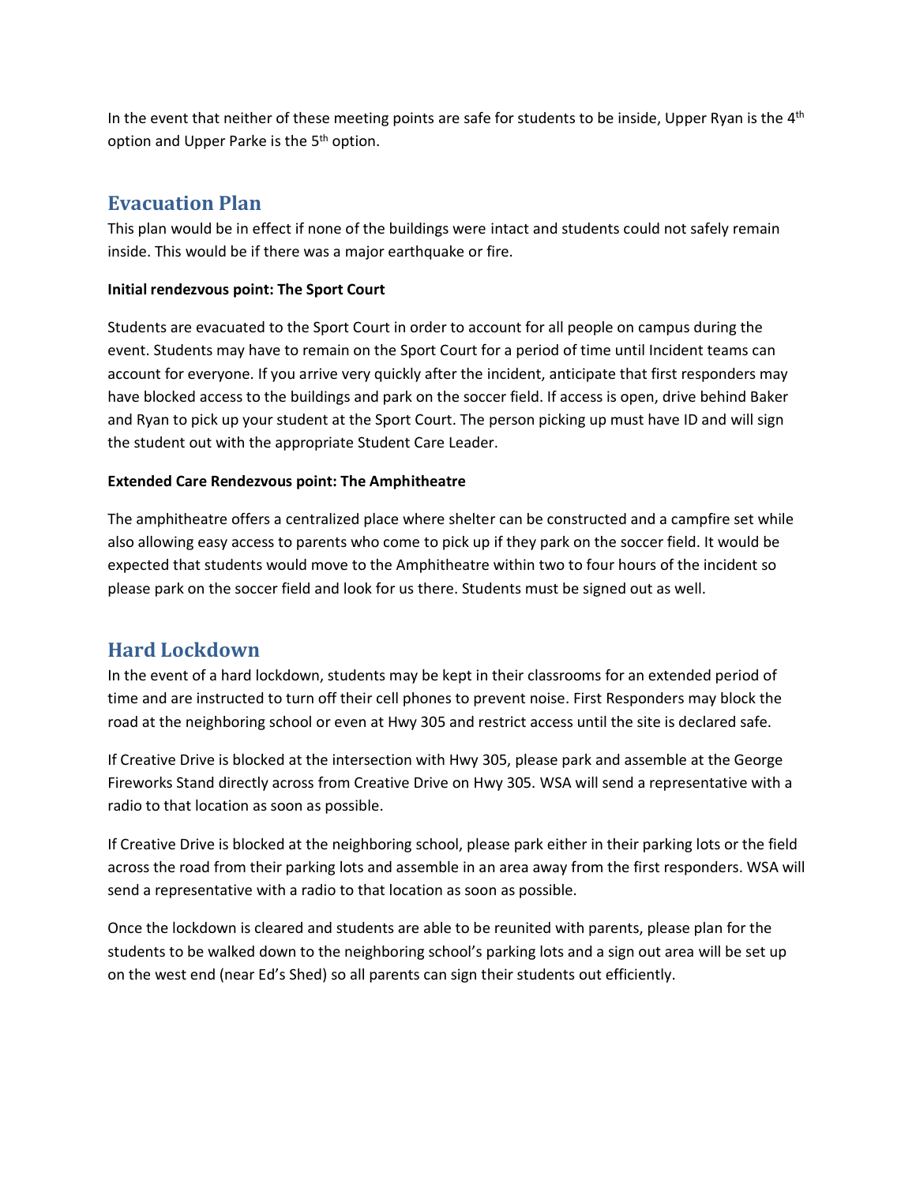In the event that neither of these meeting points are safe for students to be inside, Upper Ryan is the 4th option and Upper Parke is the 5th option.

## Evacuation Plan

This plan would be in effect if none of the buildings were intact and students could not safely remain inside. This would be if there was a major earthquake or fire.

**Initial rendezvous point: The Sport Court**

Students are evacuated to the Sport Court in order to account for all people on campus during the event. Students may have to remain on the Sport Court for a period of time until Incident teams can account for everyone. If you arrive very quickly after the incident, anticipate that first responders may have blocked access to the buildings and park on the soccer field. If access is open, drive behind Baker and Ryan to pick up your student at the Sport Court. The person picking up must have ID and will sign the student out with the appropriate Student Care Leader.

**Extended Care Rendezvous point: The Amphitheatre**

The amphitheatre offers a centralized place where shelter can be constructed and a campfire set while also allowing easy access to parents who come to pick up if they park on the soccer field. It would be expected that students would move to the Amphitheatre within two to four hours of the incident so please park on the soccer field and look for us there. Students must be signed out as well.

## Hard Lockdown

In the event of a hard lockdown, students may be kept in their classrooms for an extended period of time and are instructed to turn off their cell phones to prevent noise. First Responders may block the road at the neighboring school or even at Hwy 305 and restrict access until the site is declared safe.

If Creative Drive is blocked at the intersection with Hwy 305, please park and assemble at the George Fireworks Stand directly across from Creative Drive on Hwy 305. WSA will send a representative with a radio to that location as soon as possible.

If Creative Drive is blocked at the neighboring school, please park either in their parking lots or the field across the road from their parking lots and assemble in an area away from the first responders. WSA will send a representative with a radio to that location as soon as possible.

Once the lockdown is cleared and students are able to be reunited with parents, please plan for the students to be walked down to the neighboring school's parking lots and a sign out area will be set up on the west end (near Ed's Shed) so all parents can sign their students out efficiently.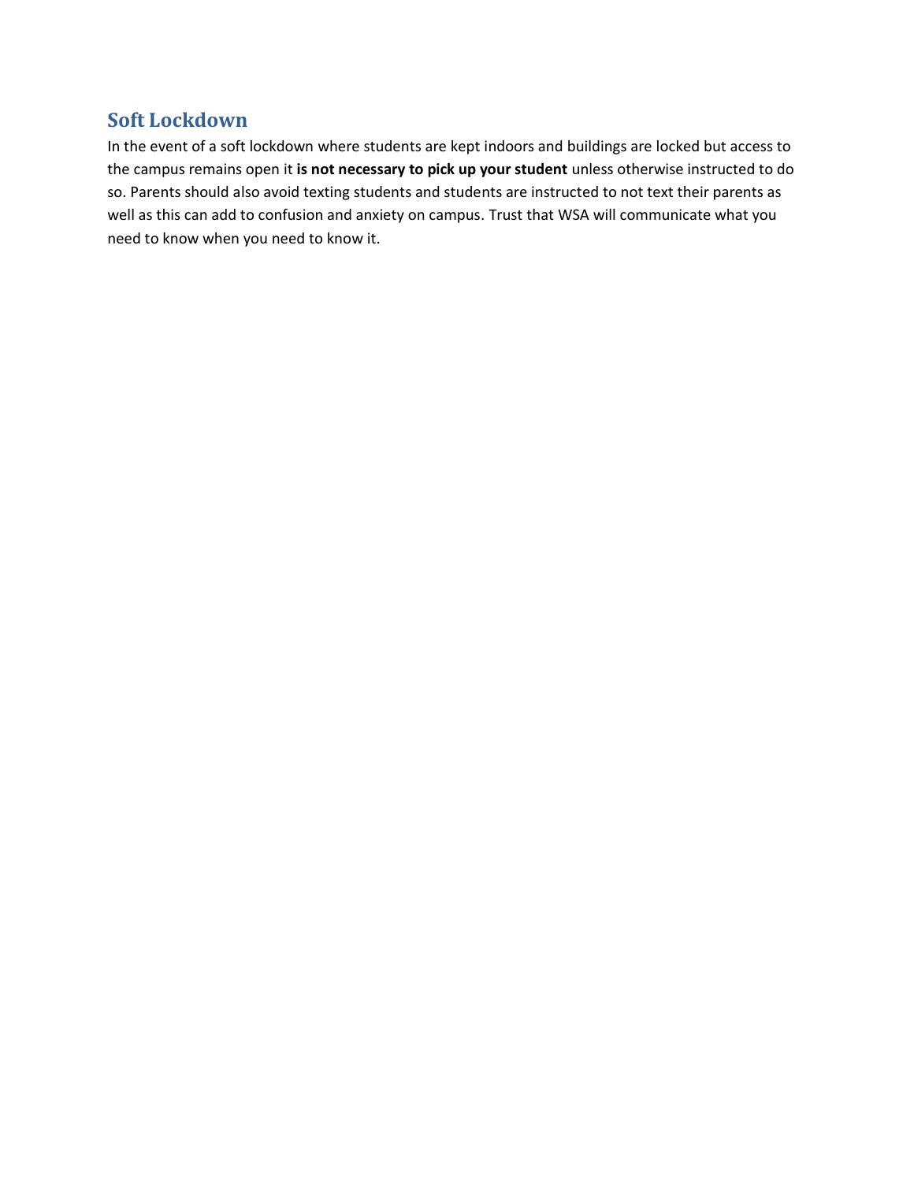## Soft Lockdown

In the event of a soft lockdown where students are kept indoors and buildings are locked but access to the campus remains open it **is not necessary to pick up your student** unless otherwise instructed to do so. Parents should also avoid texting students and students are instructed to not text their parents as well as this can add to confusion and anxiety on campus. Trust that WSA will communicate what you need to know when you need to know it.